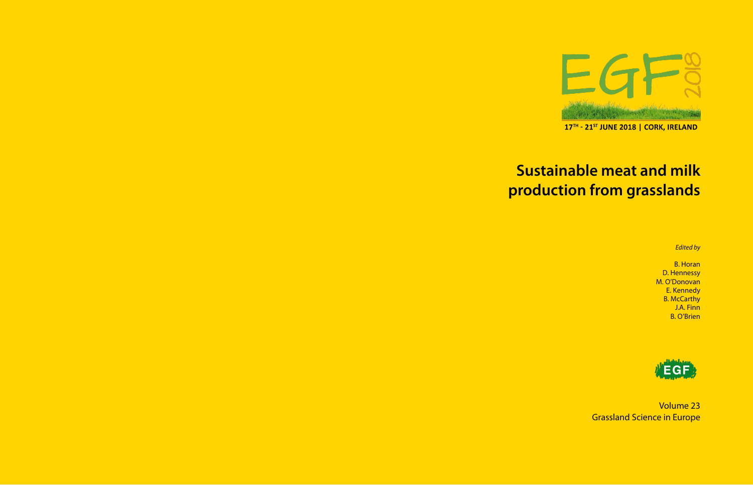EGF 2018

17[TH] - 21[ST] JUNE 2018 | CORK, IRELAND

# Sustainable meat and milk production from grasslands

*Edited by*

B. Horan
D. Hennessy
M. O'Donovan
E. Kennedy
B. McCarthy
J.A. Finn
B. O'Brien

EGF

Volume 23
Grassland Science in Europe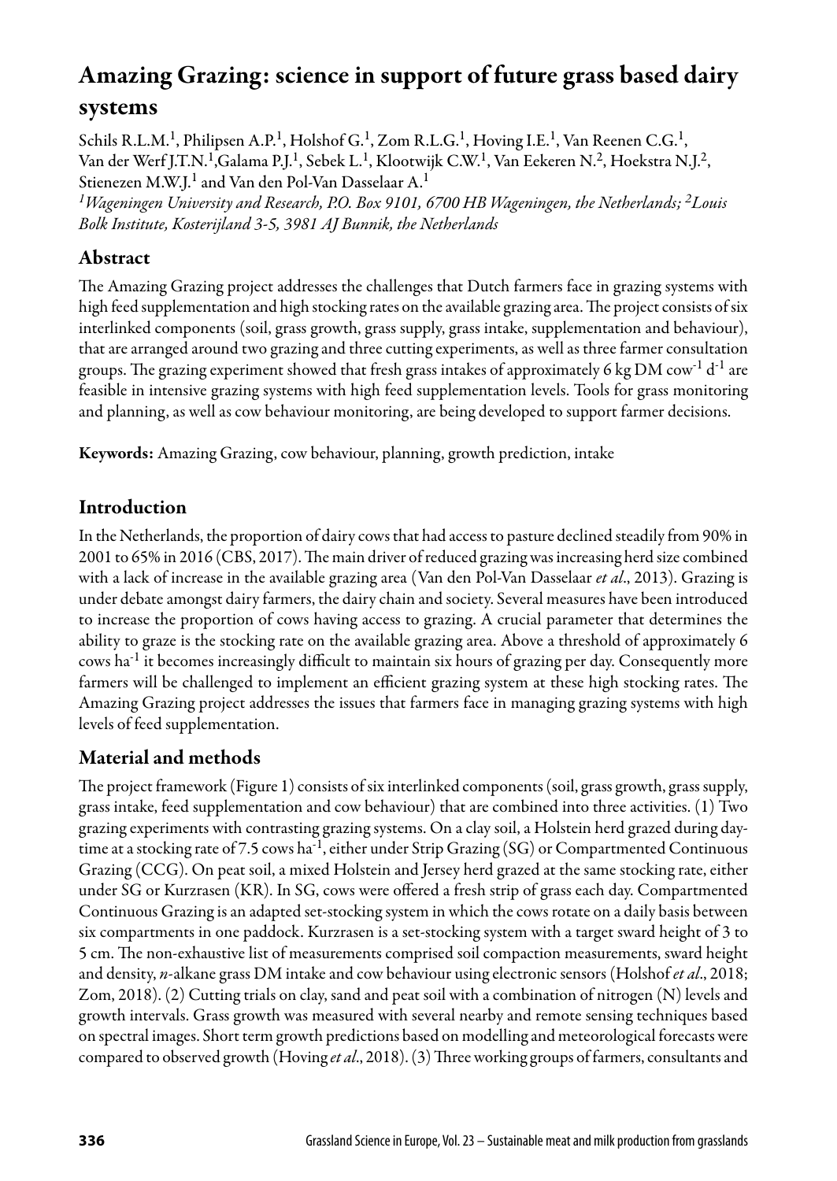# Amazing Grazing: science in support of future grass based dairy systems

Schils R.L.M.[1], Philipsen A.P.[1], Holshof G.[1], Zom R.L.G.[1], Hoving I.E.[1], Van Reenen C.G.[1], Van der Werf J.T.N.[1], Galama P.J.[1], Sebek L.[1], Klootwijk C.W.[1], Van Eekeren N.[2], Hoekstra N.J.[2], Stienezen M.W.J.[1] and Van den Pol-Van Dasselaar A.[1]

*[1]Wageningen University and Research, P.O. Box 9101, 6700 HB Wageningen, the Netherlands; [2]Louis Bolk Institute, Kosterijland 3-5, 3981 AJ Bunnik, the Netherlands*

## Abstract

The Amazing Grazing project addresses the challenges that Dutch farmers face in grazing systems with high feed supplementation and high stocking rates on the available grazing area. The project consists of six interlinked components (soil, grass growth, grass supply, grass intake, supplementation and behaviour), that are arranged around two grazing and three cutting experiments, as well as three farmer consultation groups. The grazing experiment showed that fresh grass intakes of approximately 6 kg DM cow$^{-1}$ d$^{-1}$ are feasible in intensive grazing systems with high feed supplementation levels. Tools for grass monitoring and planning, as well as cow behaviour monitoring, are being developed to support farmer decisions.

**Keywords:** Amazing Grazing, cow behaviour, planning, growth prediction, intake

## Introduction

In the Netherlands, the proportion of dairy cows that had access to pasture declined steadily from 90% in 2001 to 65% in 2016 (CBS, 2017). The main driver of reduced grazing was increasing herd size combined with a lack of increase in the available grazing area (Van den Pol-Van Dasselaar *et al*., 2013). Grazing is under debate amongst dairy farmers, the dairy chain and society. Several measures have been introduced to increase the proportion of cows having access to grazing. A crucial parameter that determines the ability to graze is the stocking rate on the available grazing area. Above a threshold of approximately 6 cows ha$^{-1}$ it becomes increasingly difficult to maintain six hours of grazing per day. Consequently more farmers will be challenged to implement an efficient grazing system at these high stocking rates. The Amazing Grazing project addresses the issues that farmers face in managing grazing systems with high levels of feed supplementation.

## Material and methods

The project framework (Figure 1) consists of six interlinked components (soil, grass growth, grass supply, grass intake, feed supplementation and cow behaviour) that are combined into three activities. (1) Two grazing experiments with contrasting grazing systems. On a clay soil, a Holstein herd grazed during day-time at a stocking rate of 7.5 cows ha$^{-1}$, either under Strip Grazing (SG) or Compartmented Continuous Grazing (CCG). On peat soil, a mixed Holstein and Jersey herd grazed at the same stocking rate, either under SG or Kurzrasen (KR). In SG, cows were offered a fresh strip of grass each day. Compartmented Continuous Grazing is an adapted set-stocking system in which the cows rotate on a daily basis between six compartments in one paddock. Kurzrasen is a set-stocking system with a target sward height of 3 to 5 cm. The non-exhaustive list of measurements comprised soil compaction measurements, sward height and density, *n*-alkane grass DM intake and cow behaviour using electronic sensors (Holshof *et al*., 2018; Zom, 2018). (2) Cutting trials on clay, sand and peat soil with a combination of nitrogen (N) levels and growth intervals. Grass growth was measured with several nearby and remote sensing techniques based on spectral images. Short term growth predictions based on modelling and meteorological forecasts were compared to observed growth (Hoving *et al*., 2018). (3) Three working groups of farmers, consultants and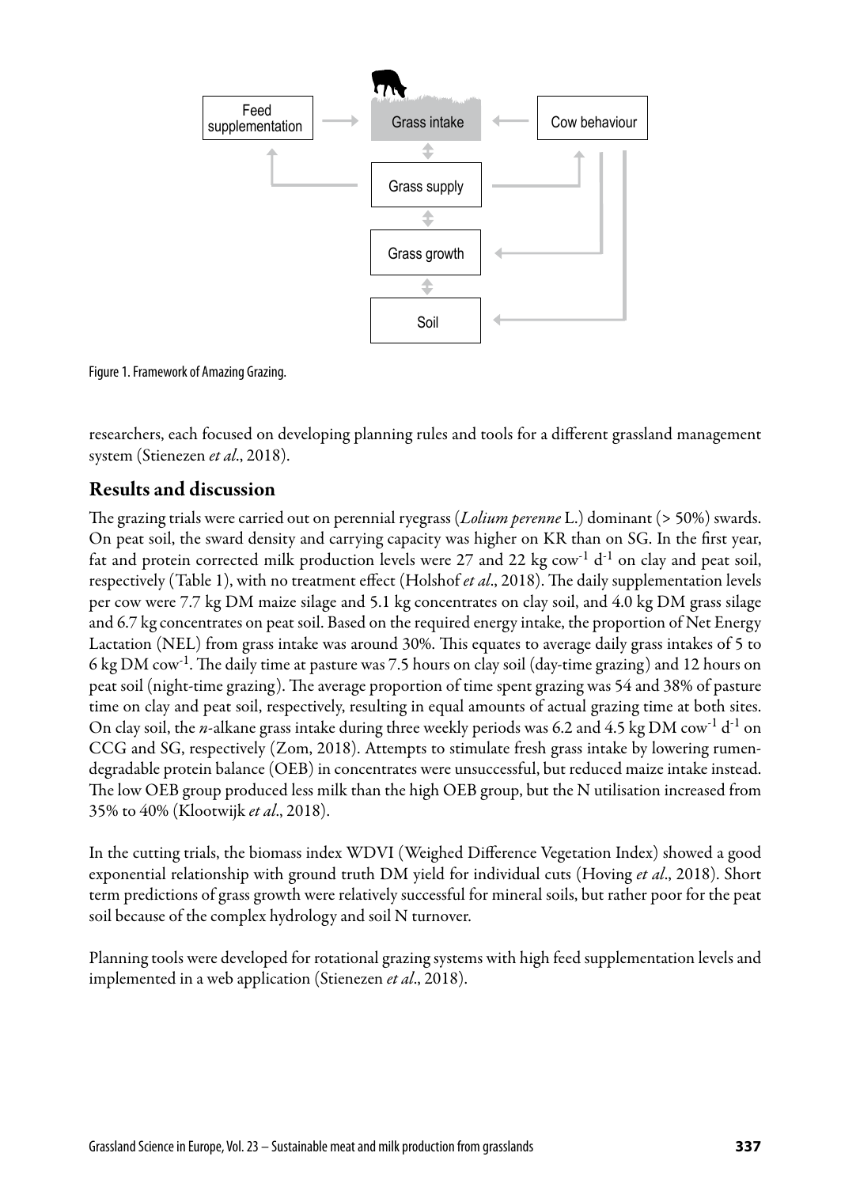Figure 1. Framework of Amazing Grazing.

researchers, each focused on developing planning rules and tools for a different grassland management system (Stienezen *et al*., 2018).

## Results and discussion

The grazing trials were carried out on perennial ryegrass (*Lolium perenne* L.) dominant (> 50%) swards. On peat soil, the sward density and carrying capacity was higher on KR than on SG. In the first year, fat and protein corrected milk production levels were 27 and 22 kg cow$^{-1}$ d$^{-1}$ on clay and peat soil, respectively (Table 1), with no treatment effect (Holshof *et al*., 2018). The daily supplementation levels per cow were 7.7 kg DM maize silage and 5.1 kg concentrates on clay soil, and 4.0 kg DM grass silage and 6.7 kg concentrates on peat soil. Based on the required energy intake, the proportion of Net Energy Lactation (NEL) from grass intake was around 30%. This equates to average daily grass intakes of 5 to 6 kg DM cow$^{-1}$. The daily time at pasture was 7.5 hours on clay soil (day-time grazing) and 12 hours on peat soil (night-time grazing). The average proportion of time spent grazing was 54 and 38% of pasture time on clay and peat soil, respectively, resulting in equal amounts of actual grazing time at both sites. On clay soil, the *n*-alkane grass intake during three weekly periods was 6.2 and 4.5 kg DM cow$^{-1}$ d$^{-1}$ on CCG and SG, respectively (Zom, 2018). Attempts to stimulate fresh grass intake by lowering rumen-degradable protein balance (OEB) in concentrates were unsuccessful, but reduced maize intake instead. The low OEB group produced less milk than the high OEB group, but the N utilisation increased from 35% to 40% (Klootwijk *et al*., 2018).

In the cutting trials, the biomass index WDVI (Weighed Difference Vegetation Index) showed a good exponential relationship with ground truth DM yield for individual cuts (Hoving *et al*., 2018). Short term predictions of grass growth were relatively successful for mineral soils, but rather poor for the peat soil because of the complex hydrology and soil N turnover.

Planning tools were developed for rotational grazing systems with high feed supplementation levels and implemented in a web application (Stienezen *et al*., 2018).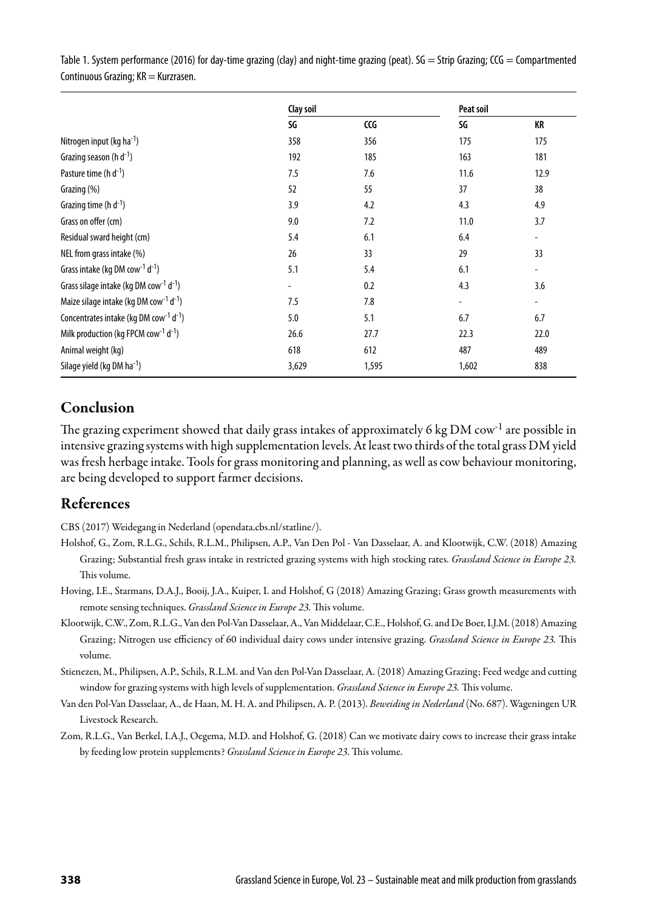Table 1. System performance (2016) for day-time grazing (clay) and night-time grazing (peat). SG = Strip Grazing; CCG = Compartmented Continuous Grazing; KR = Kurzrasen.

| | Clay soil | | Peat soil | |
|---|---|---|---|---|
| | SG | CCG | SG | KR |
| Nitrogen input (kg ha$^{-1}$) | 358 | 356 | 175 | 175 |
| Grazing season (h d$^{-1}$) | 192 | 185 | 163 | 181 |
| Pasture time (h d$^{-1}$) | 7.5 | 7.6 | 11.6 | 12.9 |
| Grazing (%) | 52 | 55 | 37 | 38 |
| Grazing time (h d$^{-1}$) | 3.9 | 4.2 | 4.3 | 4.9 |
| Grass on offer (cm) | 9.0 | 7.2 | 11.0 | 3.7 |
| Residual sward height (cm) | 5.4 | 6.1 | 6.4 | - |
| NEL from grass intake (%) | 26 | 33 | 29 | 33 |
| Grass intake (kg DM cow$^{-1}$ d$^{-1}$) | 5.1 | 5.4 | 6.1 | - |
| Grass silage intake (kg DM cow$^{-1}$ d$^{-1}$) | - | 0.2 | 4.3 | 3.6 |
| Maize silage intake (kg DM cow$^{-1}$ d$^{-1}$) | 7.5 | 7.8 | - | - |
| Concentrates intake (kg DM cow$^{-1}$ d$^{-1}$) | 5.0 | 5.1 | 6.7 | 6.7 |
| Milk production (kg FPCM cow$^{-1}$ d$^{-1}$) | 26.6 | 27.7 | 22.3 | 22.0 |
| Animal weight (kg) | 618 | 612 | 487 | 489 |
| Silage yield (kg DM ha$^{-1}$) | 3,629 | 1,595 | 1,602 | 838 |

## Conclusion

The grazing experiment showed that daily grass intakes of approximately 6 kg DM cow$^{-1}$ are possible in intensive grazing systems with high supplementation levels. At least two thirds of the total grass DM yield was fresh herbage intake. Tools for grass monitoring and planning, as well as cow behaviour monitoring, are being developed to support farmer decisions.

## References

CBS (2017) Weidegang in Nederland (opendata.cbs.nl/statline/).

Holshof, G., Zom, R.L.G., Schils, R.L.M., Philipsen, A.P., Van Den Pol - Van Dasselaar, A. and Klootwijk, C.W. (2018) Amazing Grazing; Substantial fresh grass intake in restricted grazing systems with high stocking rates. *Grassland Science in Europe 23.* This volume.

Hoving, I.E., Starmans, D.A.J., Booij, J.A., Kuiper, I. and Holshof, G (2018) Amazing Grazing; Grass growth measurements with remote sensing techniques. *Grassland Science in Europe 23.* This volume.

Klootwijk, C.W., Zom, R.L.G., Van den Pol-Van Dasselaar, A., Van Middelaar, C.E., Holshof, G. and De Boer, I.J.M. (2018) Amazing Grazing; Nitrogen use efficiency of 60 individual dairy cows under intensive grazing. *Grassland Science in Europe 23.* This volume.

Stienezen, M., Philipsen, A.P., Schils, R.L.M. and Van den Pol-Van Dasselaar, A. (2018) Amazing Grazing; Feed wedge and cutting window for grazing systems with high levels of supplementation. *Grassland Science in Europe 23.* This volume.

Van den Pol-Van Dasselaar, A., de Haan, M. H. A. and Philipsen, A. P. (2013). *Beweiding in Nederland* (No. 687). Wageningen UR Livestock Research.

Zom, R.L.G., Van Berkel, I.A.J., Oegema, M.D. and Holshof, G. (2018) Can we motivate dairy cows to increase their grass intake by feeding low protein supplements? *Grassland Science in Europe 23.* This volume.